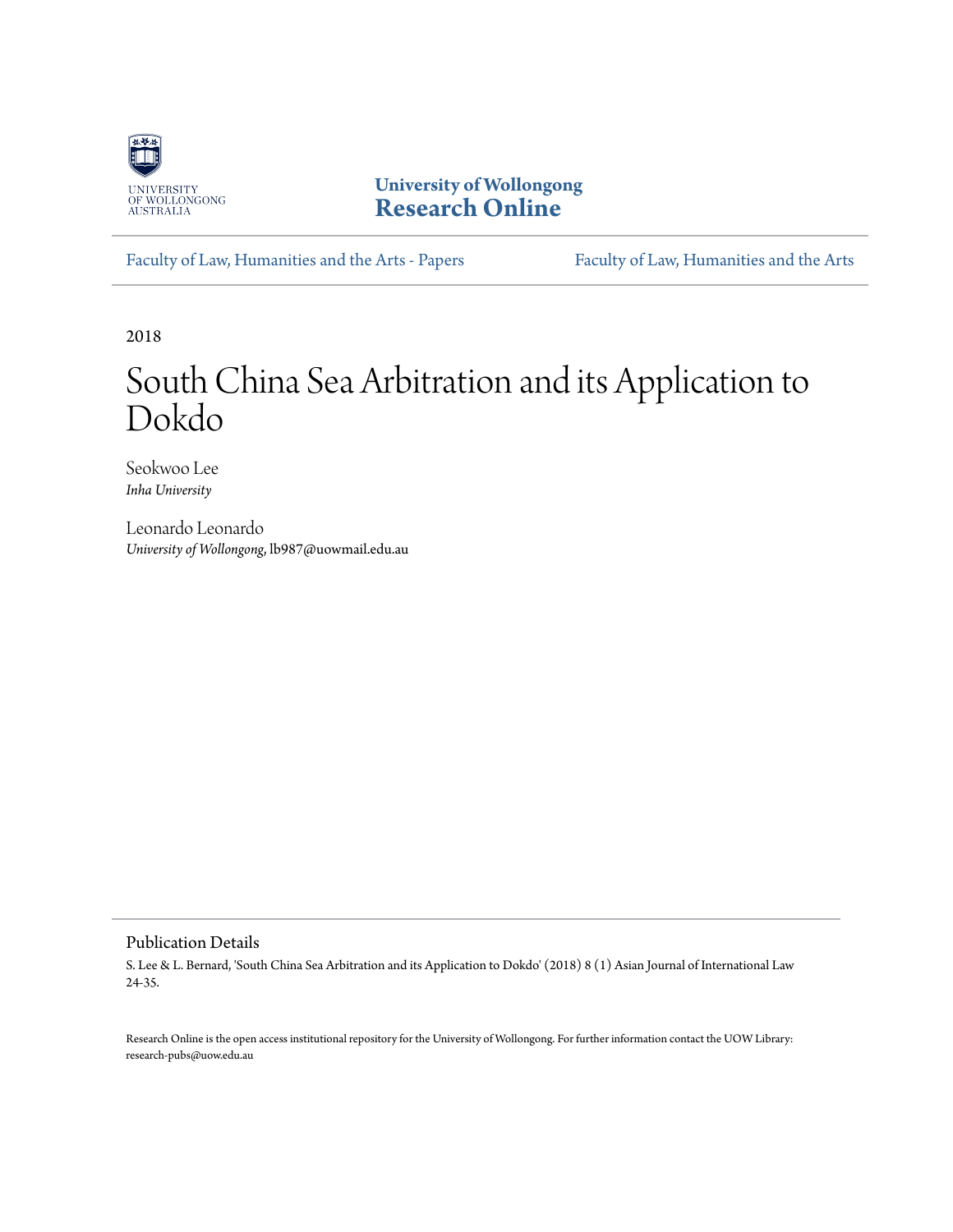University of Wollongong
Research Online

Faculty of Law, Humanities and the Arts - Papers

Faculty of Law, Humanities and the Arts

2018

# South China Sea Arbitration and its Application to Dokdo

Seokwoo Lee
*Inha University*

Leonardo Leonardo
*University of Wollongong*, lb987@uowmail.edu.au

## Publication Details

S. Lee & L. Bernard, 'South China Sea Arbitration and its Application to Dokdo' (2018) 8 (1) Asian Journal of International Law 24-35.

Research Online is the open access institutional repository for the University of Wollongong. For further information contact the UOW Library: research-pubs@uow.edu.au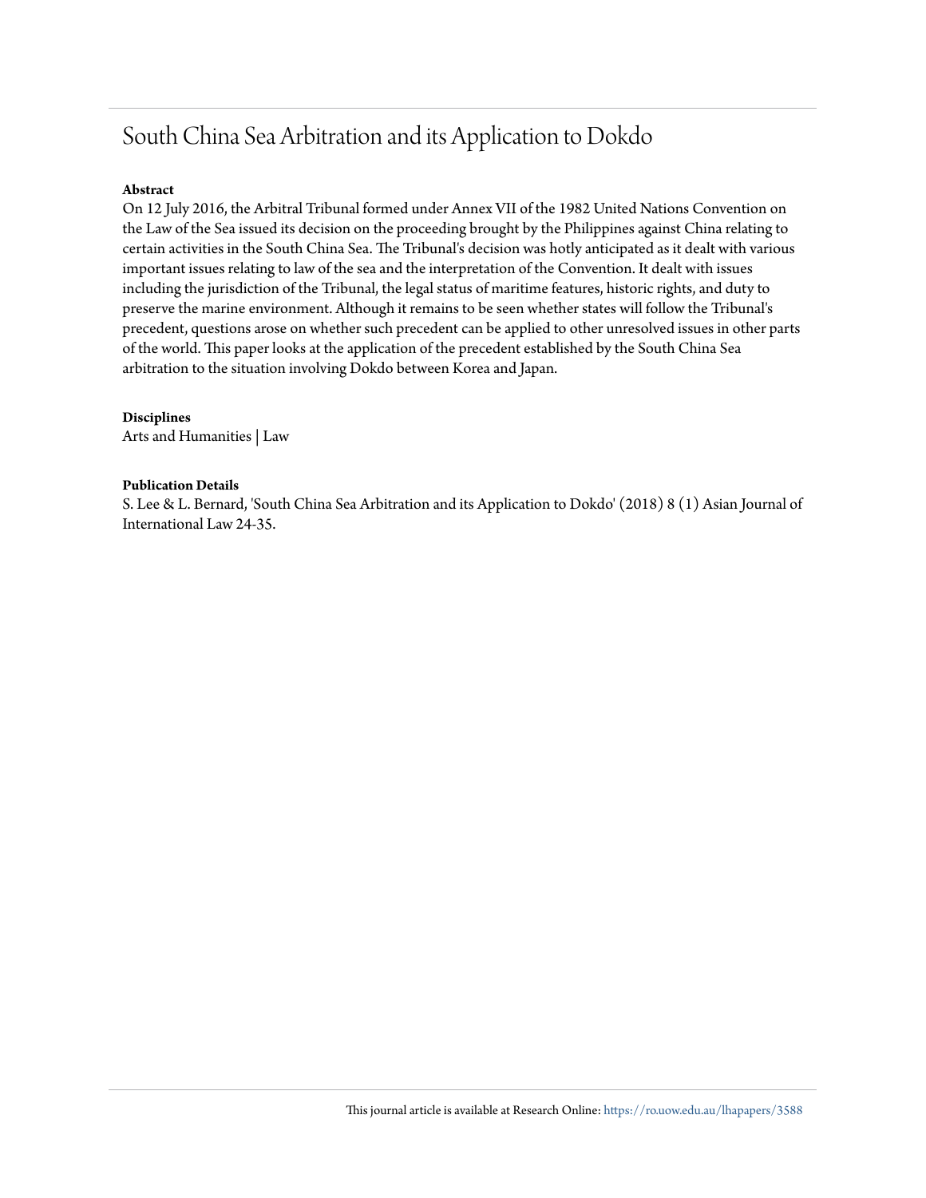# South China Sea Arbitration and its Application to Dokdo

**Abstract**

On 12 July 2016, the Arbitral Tribunal formed under Annex VII of the 1982 United Nations Convention on the Law of the Sea issued its decision on the proceeding brought by the Philippines against China relating to certain activities in the South China Sea. The Tribunal's decision was hotly anticipated as it dealt with various important issues relating to law of the sea and the interpretation of the Convention. It dealt with issues including the jurisdiction of the Tribunal, the legal status of maritime features, historic rights, and duty to preserve the marine environment. Although it remains to be seen whether states will follow the Tribunal's precedent, questions arose on whether such precedent can be applied to other unresolved issues in other parts of the world. This paper looks at the application of the precedent established by the South China Sea arbitration to the situation involving Dokdo between Korea and Japan.

**Disciplines**

Arts and Humanities | Law

**Publication Details**

S. Lee & L. Bernard, 'South China Sea Arbitration and its Application to Dokdo' (2018) 8 (1) Asian Journal of International Law 24-35.

This journal article is available at Research Online: https://ro.uow.edu.au/lhapapers/3588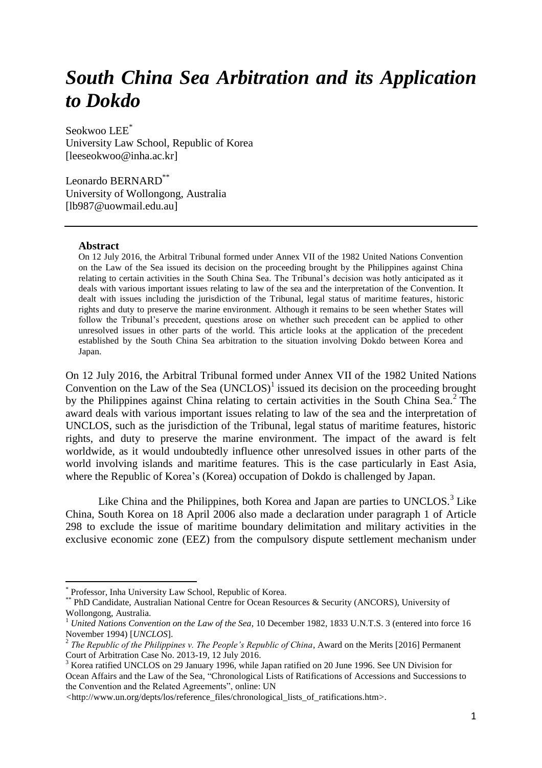# *South China Sea Arbitration and its Application to Dokdo*

Seokwoo LEE[*]
University Law School, Republic of Korea
[leeseokwoo@inha.ac.kr]

Leonardo BERNARD[**]
University of Wollongong, Australia
[lb987@uowmail.edu.au]

---

**Abstract**

On 12 July 2016, the Arbitral Tribunal formed under Annex VII of the 1982 United Nations Convention on the Law of the Sea issued its decision on the proceeding brought by the Philippines against China relating to certain activities in the South China Sea. The Tribunal's decision was hotly anticipated as it deals with various important issues relating to law of the sea and the interpretation of the Convention. It dealt with issues including the jurisdiction of the Tribunal, legal status of maritime features, historic rights and duty to preserve the marine environment. Although it remains to be seen whether States will follow the Tribunal's precedent, questions arose on whether such precedent can be applied to other unresolved issues in other parts of the world. This article looks at the application of the precedent established by the South China Sea arbitration to the situation involving Dokdo between Korea and Japan.

On 12 July 2016, the Arbitral Tribunal formed under Annex VII of the 1982 United Nations Convention on the Law of the Sea (UNCLOS)[1] issued its decision on the proceeding brought by the Philippines against China relating to certain activities in the South China Sea.[2] The award deals with various important issues relating to law of the sea and the interpretation of UNCLOS, such as the jurisdiction of the Tribunal, legal status of maritime features, historic rights, and duty to preserve the marine environment. The impact of the award is felt worldwide, as it would undoubtedly influence other unresolved issues in other parts of the world involving islands and maritime features. This is the case particularly in East Asia, where the Republic of Korea's (Korea) occupation of Dokdo is challenged by Japan.

Like China and the Philippines, both Korea and Japan are parties to UNCLOS.[3] Like China, South Korea on 18 April 2006 also made a declaration under paragraph 1 of Article 298 to exclude the issue of maritime boundary delimitation and military activities in the exclusive economic zone (EEZ) from the compulsory dispute settlement mechanism under

---

[*] Professor, Inha University Law School, Republic of Korea.

[**] PhD Candidate, Australian National Centre for Ocean Resources & Security (ANCORS), University of Wollongong, Australia.

[1] *United Nations Convention on the Law of the Sea*, 10 December 1982, 1833 U.N.T.S. 3 (entered into force 16 November 1994) [*UNCLOS*].

[2] *The Republic of the Philippines v. The People's Republic of China*, Award on the Merits [2016] Permanent Court of Arbitration Case No. 2013-19, 12 July 2016.

[3] Korea ratified UNCLOS on 29 January 1996, while Japan ratified on 20 June 1996. See UN Division for Ocean Affairs and the Law of the Sea, "Chronological Lists of Ratifications of Accessions and Successions to the Convention and the Related Agreements", online: UN <http://www.un.org/depts/los/reference_files/chronological_lists_of_ratifications.htm>.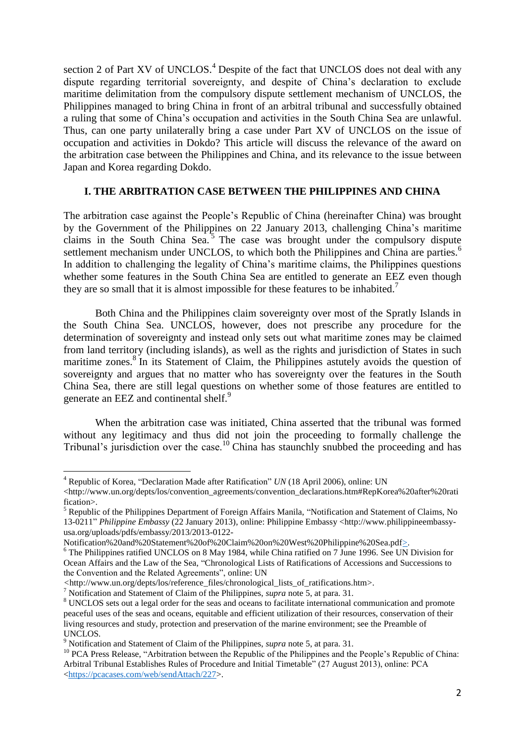section 2 of Part XV of UNCLOS.[4] Despite of the fact that UNCLOS does not deal with any dispute regarding territorial sovereignty, and despite of China's declaration to exclude maritime delimitation from the compulsory dispute settlement mechanism of UNCLOS, the Philippines managed to bring China in front of an arbitral tribunal and successfully obtained a ruling that some of China's occupation and activities in the South China Sea are unlawful. Thus, can one party unilaterally bring a case under Part XV of UNCLOS on the issue of occupation and activities in Dokdo? This article will discuss the relevance of the award on the arbitration case between the Philippines and China, and its relevance to the issue between Japan and Korea regarding Dokdo.

## I. THE ARBITRATION CASE BETWEEN THE PHILIPPINES AND CHINA

The arbitration case against the People's Republic of China (hereinafter China) was brought by the Government of the Philippines on 22 January 2013, challenging China's maritime claims in the South China Sea.[5] The case was brought under the compulsory dispute settlement mechanism under UNCLOS, to which both the Philippines and China are parties.[6] In addition to challenging the legality of China's maritime claims, the Philippines questions whether some features in the South China Sea are entitled to generate an EEZ even though they are so small that it is almost impossible for these features to be inhabited.[7]

Both China and the Philippines claim sovereignty over most of the Spratly Islands in the South China Sea. UNCLOS, however, does not prescribe any procedure for the determination of sovereignty and instead only sets out what maritime zones may be claimed from land territory (including islands), as well as the rights and jurisdiction of States in such maritime zones.[8] In its Statement of Claim, the Philippines astutely avoids the question of sovereignty and argues that no matter who has sovereignty over the features in the South China Sea, there are still legal questions on whether some of those features are entitled to generate an EEZ and continental shelf.[9]

When the arbitration case was initiated, China asserted that the tribunal was formed without any legitimacy and thus did not join the proceeding to formally challenge the Tribunal's jurisdiction over the case.[10] China has staunchly snubbed the proceeding and has

---

[4] Republic of Korea, "Declaration Made after Ratification" *UN* (18 April 2006), online: UN <http://www.un.org/depts/los/convention_agreements/convention_declarations.htm#RepKorea%20after%20ratification>.

[5] Republic of the Philippines Department of Foreign Affairs Manila, "Notification and Statement of Claims, No 13-0211" *Philippine Embassy* (22 January 2013), online: Philippine Embassy <http://www.philippineembassy-usa.org/uploads/pdfs/embassy/2013/2013-0122-Notification%20and%20Statement%20of%20Claim%20on%20West%20Philippine%20Sea.pdf>.

[6] The Philippines ratified UNCLOS on 8 May 1984, while China ratified on 7 June 1996. See UN Division for Ocean Affairs and the Law of the Sea, "Chronological Lists of Ratifications of Accessions and Successions to the Convention and the Related Agreements", online: UN <http://www.un.org/depts/los/reference_files/chronological_lists_of_ratifications.htm>.

[7] Notification and Statement of Claim of the Philippines, *supra* note 5, at para. 31.

[8] UNCLOS sets out a legal order for the seas and oceans to facilitate international communication and promote peaceful uses of the seas and oceans, equitable and efficient utilization of their resources, conservation of their living resources and study, protection and preservation of the marine environment; see the Preamble of UNCLOS.

[9] Notification and Statement of Claim of the Philippines, *supra* note 5, at para. 31.

[10] PCA Press Release, "Arbitration between the Republic of the Philippines and the People's Republic of China: Arbitral Tribunal Establishes Rules of Procedure and Initial Timetable" (27 August 2013), online: PCA <https://pcacases.com/web/sendAttach/227>.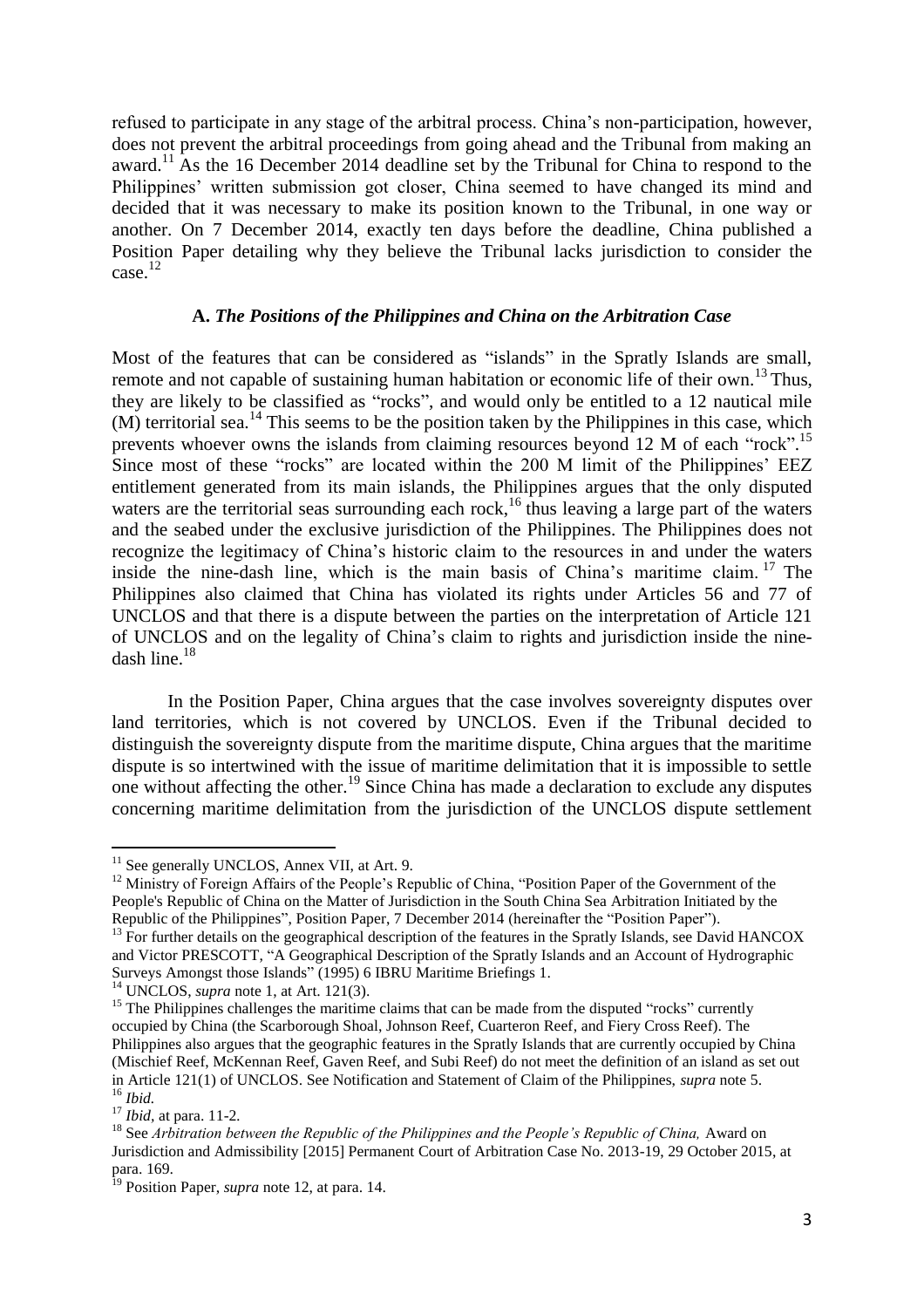refused to participate in any stage of the arbitral process. China's non-participation, however, does not prevent the arbitral proceedings from going ahead and the Tribunal from making an award.[11] As the 16 December 2014 deadline set by the Tribunal for China to respond to the Philippines' written submission got closer, China seemed to have changed its mind and decided that it was necessary to make its position known to the Tribunal, in one way or another. On 7 December 2014, exactly ten days before the deadline, China published a Position Paper detailing why they believe the Tribunal lacks jurisdiction to consider the case.[12]

### A. *The Positions of the Philippines and China on the Arbitration Case*

Most of the features that can be considered as "islands" in the Spratly Islands are small, remote and not capable of sustaining human habitation or economic life of their own.[13] Thus, they are likely to be classified as "rocks", and would only be entitled to a 12 nautical mile (M) territorial sea.[14] This seems to be the position taken by the Philippines in this case, which prevents whoever owns the islands from claiming resources beyond 12 M of each "rock".[15] Since most of these "rocks" are located within the 200 M limit of the Philippines' EEZ entitlement generated from its main islands, the Philippines argues that the only disputed waters are the territorial seas surrounding each rock,[16] thus leaving a large part of the waters and the seabed under the exclusive jurisdiction of the Philippines. The Philippines does not recognize the legitimacy of China's historic claim to the resources in and under the waters inside the nine-dash line, which is the main basis of China's maritime claim.[17] The Philippines also claimed that China has violated its rights under Articles 56 and 77 of UNCLOS and that there is a dispute between the parties on the interpretation of Article 121 of UNCLOS and on the legality of China's claim to rights and jurisdiction inside the nine-dash line.[18]

In the Position Paper, China argues that the case involves sovereignty disputes over land territories, which is not covered by UNCLOS. Even if the Tribunal decided to distinguish the sovereignty dispute from the maritime dispute, China argues that the maritime dispute is so intertwined with the issue of maritime delimitation that it is impossible to settle one without affecting the other.[19] Since China has made a declaration to exclude any disputes concerning maritime delimitation from the jurisdiction of the UNCLOS dispute settlement

---

[11] See generally UNCLOS, Annex VII, at Art. 9.

[12] Ministry of Foreign Affairs of the People's Republic of China, "Position Paper of the Government of the People's Republic of China on the Matter of Jurisdiction in the South China Sea Arbitration Initiated by the Republic of the Philippines", Position Paper, 7 December 2014 (hereinafter the "Position Paper").

[13] For further details on the geographical description of the features in the Spratly Islands, see David HANCOX and Victor PRESCOTT, "A Geographical Description of the Spratly Islands and an Account of Hydrographic Surveys Amongst those Islands" (1995) 6 IBRU Maritime Briefings 1.

[14] UNCLOS, *supra* note 1, at Art. 121(3).

[15] The Philippines challenges the maritime claims that can be made from the disputed "rocks" currently occupied by China (the Scarborough Shoal, Johnson Reef, Cuarteron Reef, and Fiery Cross Reef). The Philippines also argues that the geographic features in the Spratly Islands that are currently occupied by China (Mischief Reef, McKennan Reef, Gaven Reef, and Subi Reef) do not meet the definition of an island as set out in Article 121(1) of UNCLOS. See Notification and Statement of Claim of the Philippines, *supra* note 5.

[16] *Ibid.*

[17] *Ibid*, at para. 11-2.

[18] See *Arbitration between the Republic of the Philippines and the People's Republic of China,* Award on Jurisdiction and Admissibility [2015] Permanent Court of Arbitration Case No. 2013-19, 29 October 2015, at para. 169.

[19] Position Paper, *supra* note 12, at para. 14.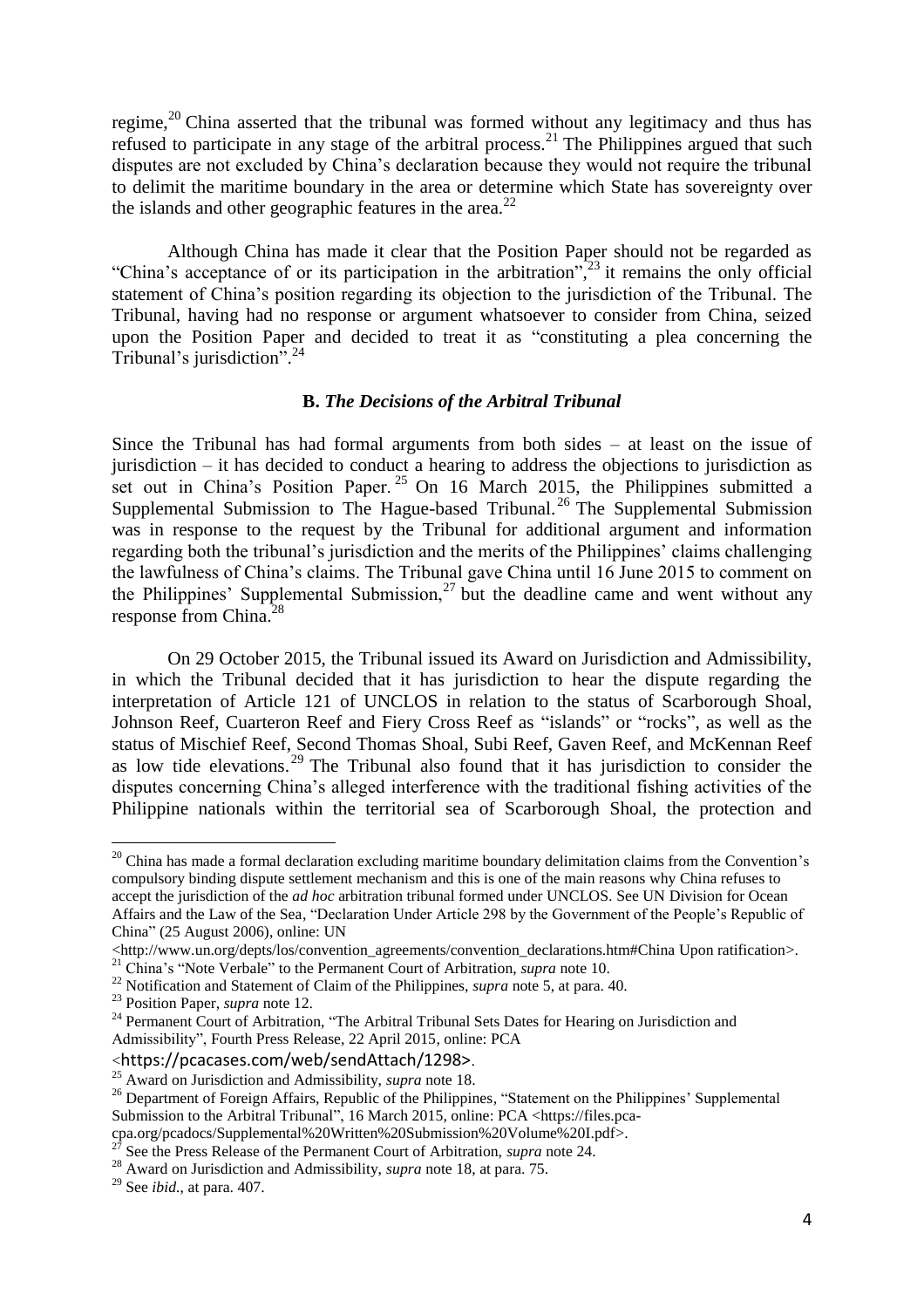regime,[20] China asserted that the tribunal was formed without any legitimacy and thus has refused to participate in any stage of the arbitral process.[21] The Philippines argued that such disputes are not excluded by China's declaration because they would not require the tribunal to delimit the maritime boundary in the area or determine which State has sovereignty over the islands and other geographic features in the area.[22]

Although China has made it clear that the Position Paper should not be regarded as "China's acceptance of or its participation in the arbitration",[23] it remains the only official statement of China's position regarding its objection to the jurisdiction of the Tribunal. The Tribunal, having had no response or argument whatsoever to consider from China, seized upon the Position Paper and decided to treat it as "constituting a plea concerning the Tribunal's jurisdiction".[24]

### B. *The Decisions of the Arbitral Tribunal*

Since the Tribunal has had formal arguments from both sides – at least on the issue of jurisdiction – it has decided to conduct a hearing to address the objections to jurisdiction as set out in China's Position Paper.[25] On 16 March 2015, the Philippines submitted a Supplemental Submission to The Hague-based Tribunal.[26] The Supplemental Submission was in response to the request by the Tribunal for additional argument and information regarding both the tribunal's jurisdiction and the merits of the Philippines' claims challenging the lawfulness of China's claims. The Tribunal gave China until 16 June 2015 to comment on the Philippines' Supplemental Submission,[27] but the deadline came and went without any response from China.[28]

On 29 October 2015, the Tribunal issued its Award on Jurisdiction and Admissibility, in which the Tribunal decided that it has jurisdiction to hear the dispute regarding the interpretation of Article 121 of UNCLOS in relation to the status of Scarborough Shoal, Johnson Reef, Cuarteron Reef and Fiery Cross Reef as "islands" or "rocks", as well as the status of Mischief Reef, Second Thomas Shoal, Subi Reef, Gaven Reef, and McKennan Reef as low tide elevations.[29] The Tribunal also found that it has jurisdiction to consider the disputes concerning China's alleged interference with the traditional fishing activities of the Philippine nationals within the territorial sea of Scarborough Shoal, the protection and

---

[20] China has made a formal declaration excluding maritime boundary delimitation claims from the Convention's compulsory binding dispute settlement mechanism and this is one of the main reasons why China refuses to accept the jurisdiction of the *ad hoc* arbitration tribunal formed under UNCLOS. See UN Division for Ocean Affairs and the Law of the Sea, "Declaration Under Article 298 by the Government of the People's Republic of China" (25 August 2006), online: UN <http://www.un.org/depts/los/convention_agreements/convention_declarations.htm#China Upon ratification>.

[21] China's "Note Verbale" to the Permanent Court of Arbitration, *supra* note 10.

[22] Notification and Statement of Claim of the Philippines, *supra* note 5, at para. 40.

[23] Position Paper, *supra* note 12.

[24] Permanent Court of Arbitration, "The Arbitral Tribunal Sets Dates for Hearing on Jurisdiction and Admissibility", Fourth Press Release, 22 April 2015, online: PCA <https://pcacases.com/web/sendAttach/1298>.

[25] Award on Jurisdiction and Admissibility, *supra* note 18.

[26] Department of Foreign Affairs, Republic of the Philippines, "Statement on the Philippines' Supplemental Submission to the Arbitral Tribunal", 16 March 2015, online: PCA <https://files.pca-cpa.org/pcadocs/Supplemental%20Written%20Submission%20Volume%20I.pdf>.

[27] See the Press Release of the Permanent Court of Arbitration, *supra* note 24.

[28] Award on Jurisdiction and Admissibility, *supra* note 18, at para. 75.

[29] See *ibid.*, at para. 407.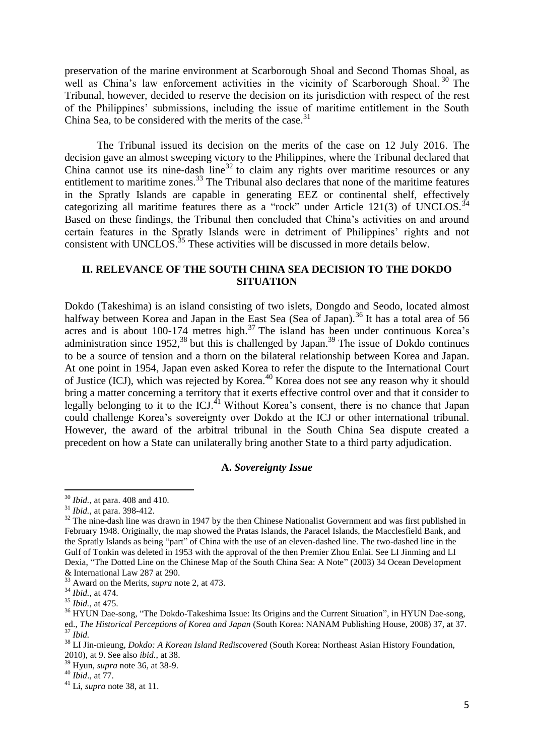preservation of the marine environment at Scarborough Shoal and Second Thomas Shoal, as well as China's law enforcement activities in the vicinity of Scarborough Shoal.[30] The Tribunal, however, decided to reserve the decision on its jurisdiction with respect of the rest of the Philippines' submissions, including the issue of maritime entitlement in the South China Sea, to be considered with the merits of the case.[31]

The Tribunal issued its decision on the merits of the case on 12 July 2016. The decision gave an almost sweeping victory to the Philippines, where the Tribunal declared that China cannot use its nine-dash line[32] to claim any rights over maritime resources or any entitlement to maritime zones.[33] The Tribunal also declares that none of the maritime features in the Spratly Islands are capable in generating EEZ or continental shelf, effectively categorizing all maritime features there as a "rock" under Article 121(3) of UNCLOS.[34] Based on these findings, the Tribunal then concluded that China's activities on and around certain features in the Spratly Islands were in detriment of Philippines' rights and not consistent with UNCLOS.[35] These activities will be discussed in more details below.

## II. RELEVANCE OF THE SOUTH CHINA SEA DECISION TO THE DOKDO SITUATION

Dokdo (Takeshima) is an island consisting of two islets, Dongdo and Seodo, located almost halfway between Korea and Japan in the East Sea (Sea of Japan).[36] It has a total area of 56 acres and is about 100-174 metres high.[37] The island has been under continuous Korea's administration since 1952,[38] but this is challenged by Japan.[39] The issue of Dokdo continues to be a source of tension and a thorn on the bilateral relationship between Korea and Japan. At one point in 1954, Japan even asked Korea to refer the dispute to the International Court of Justice (ICJ), which was rejected by Korea.[40] Korea does not see any reason why it should bring a matter concerning a territory that it exerts effective control over and that it consider to legally belonging to it to the ICJ.[41] Without Korea's consent, there is no chance that Japan could challenge Korea's sovereignty over Dokdo at the ICJ or other international tribunal. However, the award of the arbitral tribunal in the South China Sea dispute created a precedent on how a State can unilaterally bring another State to a third party adjudication.

### A. *Sovereignty Issue*

---

[30] *Ibid.*, at para. 408 and 410.

[31] *Ibid.*, at para. 398-412.

[32] The nine-dash line was drawn in 1947 by the then Chinese Nationalist Government and was first published in February 1948. Originally, the map showed the Pratas Islands, the Paracel Islands, the Macclesfield Bank, and the Spratly Islands as being "part" of China with the use of an eleven-dashed line. The two-dashed line in the Gulf of Tonkin was deleted in 1953 with the approval of the then Premier Zhou Enlai. See LI Jinming and LI Dexia, "The Dotted Line on the Chinese Map of the South China Sea: A Note" (2003) 34 Ocean Development & International Law 287 at 290.

[33] Award on the Merits, *supra* note 2, at 473.

[34] *Ibid.*, at 474.

[35] *Ibid.*, at 475.

[36] HYUN Dae-song, "The Dokdo-Takeshima Issue: Its Origins and the Current Situation", in HYUN Dae-song, ed., *The Historical Perceptions of Korea and Japan* (South Korea: NANAM Publishing House, 2008) 37, at 37.

[37] *Ibid.*

[38] LI Jin-mieung, *Dokdo: A Korean Island Rediscovered* (South Korea: Northeast Asian History Foundation, 2010), at 9. See also *ibid.*, at 38.

[39] Hyun, *supra* note 36, at 38-9.

[40] *Ibid.*, at 77.

[41] Li, *supra* note 38, at 11.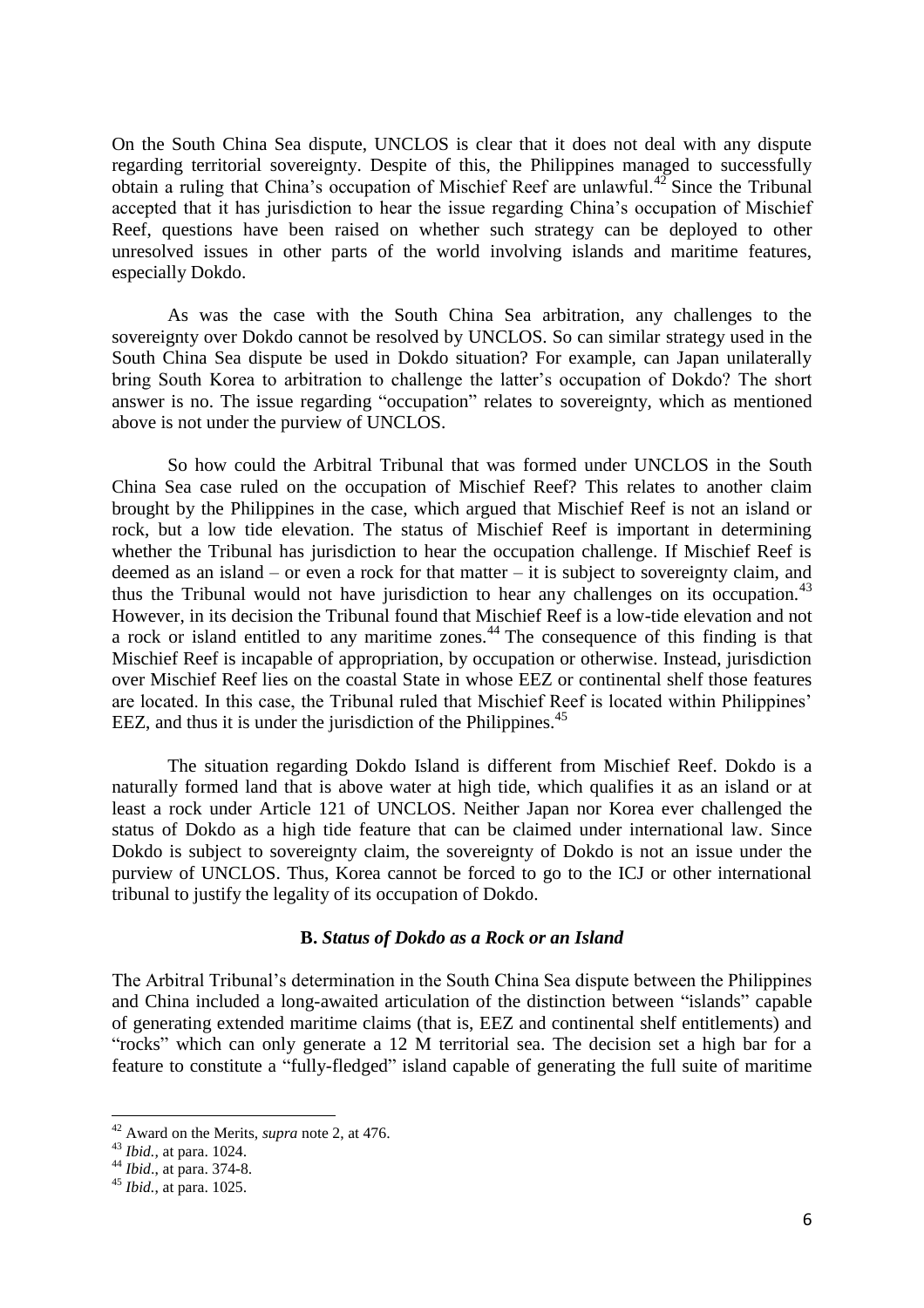On the South China Sea dispute, UNCLOS is clear that it does not deal with any dispute regarding territorial sovereignty. Despite of this, the Philippines managed to successfully obtain a ruling that China's occupation of Mischief Reef are unlawful.[42] Since the Tribunal accepted that it has jurisdiction to hear the issue regarding China's occupation of Mischief Reef, questions have been raised on whether such strategy can be deployed to other unresolved issues in other parts of the world involving islands and maritime features, especially Dokdo.

As was the case with the South China Sea arbitration, any challenges to the sovereignty over Dokdo cannot be resolved by UNCLOS. So can similar strategy used in the South China Sea dispute be used in Dokdo situation? For example, can Japan unilaterally bring South Korea to arbitration to challenge the latter's occupation of Dokdo? The short answer is no. The issue regarding "occupation" relates to sovereignty, which as mentioned above is not under the purview of UNCLOS.

So how could the Arbitral Tribunal that was formed under UNCLOS in the South China Sea case ruled on the occupation of Mischief Reef? This relates to another claim brought by the Philippines in the case, which argued that Mischief Reef is not an island or rock, but a low tide elevation. The status of Mischief Reef is important in determining whether the Tribunal has jurisdiction to hear the occupation challenge. If Mischief Reef is deemed as an island – or even a rock for that matter – it is subject to sovereignty claim, and thus the Tribunal would not have jurisdiction to hear any challenges on its occupation.[43] However, in its decision the Tribunal found that Mischief Reef is a low-tide elevation and not a rock or island entitled to any maritime zones.[44] The consequence of this finding is that Mischief Reef is incapable of appropriation, by occupation or otherwise. Instead, jurisdiction over Mischief Reef lies on the coastal State in whose EEZ or continental shelf those features are located. In this case, the Tribunal ruled that Mischief Reef is located within Philippines' EEZ, and thus it is under the jurisdiction of the Philippines.[45]

The situation regarding Dokdo Island is different from Mischief Reef. Dokdo is a naturally formed land that is above water at high tide, which qualifies it as an island or at least a rock under Article 121 of UNCLOS. Neither Japan nor Korea ever challenged the status of Dokdo as a high tide feature that can be claimed under international law. Since Dokdo is subject to sovereignty claim, the sovereignty of Dokdo is not an issue under the purview of UNCLOS. Thus, Korea cannot be forced to go to the ICJ or other international tribunal to justify the legality of its occupation of Dokdo.

### B. *Status of Dokdo as a Rock or an Island*

The Arbitral Tribunal's determination in the South China Sea dispute between the Philippines and China included a long-awaited articulation of the distinction between "islands" capable of generating extended maritime claims (that is, EEZ and continental shelf entitlements) and "rocks" which can only generate a 12 M territorial sea. The decision set a high bar for a feature to constitute a "fully-fledged" island capable of generating the full suite of maritime

---

[42] Award on the Merits, *supra* note 2, at 476.

[43] *Ibid.,* at para. 1024.

[44] *Ibid*., at para. 374-8.

[45] *Ibid.,* at para. 1025.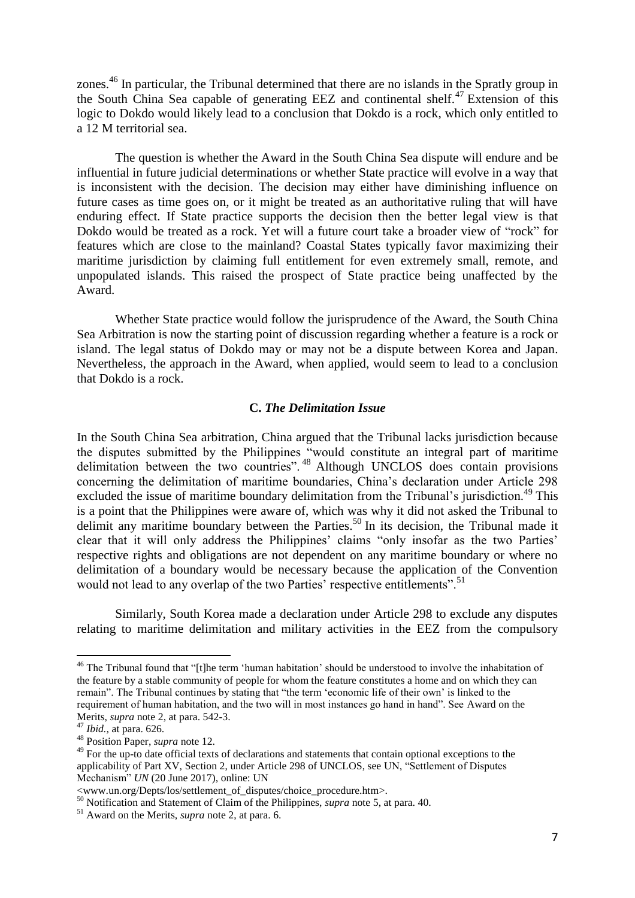zones.[46] In particular, the Tribunal determined that there are no islands in the Spratly group in the South China Sea capable of generating EEZ and continental shelf.[47] Extension of this logic to Dokdo would likely lead to a conclusion that Dokdo is a rock, which only entitled to a 12 M territorial sea.

The question is whether the Award in the South China Sea dispute will endure and be influential in future judicial determinations or whether State practice will evolve in a way that is inconsistent with the decision. The decision may either have diminishing influence on future cases as time goes on, or it might be treated as an authoritative ruling that will have enduring effect. If State practice supports the decision then the better legal view is that Dokdo would be treated as a rock. Yet will a future court take a broader view of "rock" for features which are close to the mainland? Coastal States typically favor maximizing their maritime jurisdiction by claiming full entitlement for even extremely small, remote, and unpopulated islands. This raised the prospect of State practice being unaffected by the Award.

Whether State practice would follow the jurisprudence of the Award, the South China Sea Arbitration is now the starting point of discussion regarding whether a feature is a rock or island. The legal status of Dokdo may or may not be a dispute between Korea and Japan. Nevertheless, the approach in the Award, when applied, would seem to lead to a conclusion that Dokdo is a rock.

### C. *The Delimitation Issue*

In the South China Sea arbitration, China argued that the Tribunal lacks jurisdiction because the disputes submitted by the Philippines "would constitute an integral part of maritime delimitation between the two countries".[48] Although UNCLOS does contain provisions concerning the delimitation of maritime boundaries, China's declaration under Article 298 excluded the issue of maritime boundary delimitation from the Tribunal's jurisdiction.[49] This is a point that the Philippines were aware of, which was why it did not asked the Tribunal to delimit any maritime boundary between the Parties.[50] In its decision, the Tribunal made it clear that it will only address the Philippines' claims "only insofar as the two Parties' respective rights and obligations are not dependent on any maritime boundary or where no delimitation of a boundary would be necessary because the application of the Convention would not lead to any overlap of the two Parties' respective entitlements".[51]

Similarly, South Korea made a declaration under Article 298 to exclude any disputes relating to maritime delimitation and military activities in the EEZ from the compulsory

---

[46] The Tribunal found that "[t]he term 'human habitation' should be understood to involve the inhabitation of the feature by a stable community of people for whom the feature constitutes a home and on which they can remain". The Tribunal continues by stating that "the term 'economic life of their own' is linked to the requirement of human habitation, and the two will in most instances go hand in hand". See Award on the Merits, *supra* note 2, at para. 542-3.

[47] *Ibid.*, at para. 626.

[48] Position Paper, *supra* note 12.

[49] For the up-to date official texts of declarations and statements that contain optional exceptions to the applicability of Part XV, Section 2, under Article 298 of UNCLOS, see UN, "Settlement of Disputes Mechanism" *UN* (20 June 2017), online: UN <www.un.org/Depts/los/settlement_of_disputes/choice_procedure.htm>.

[50] Notification and Statement of Claim of the Philippines, *supra* note 5, at para. 40.

[51] Award on the Merits, *supra* note 2, at para. 6.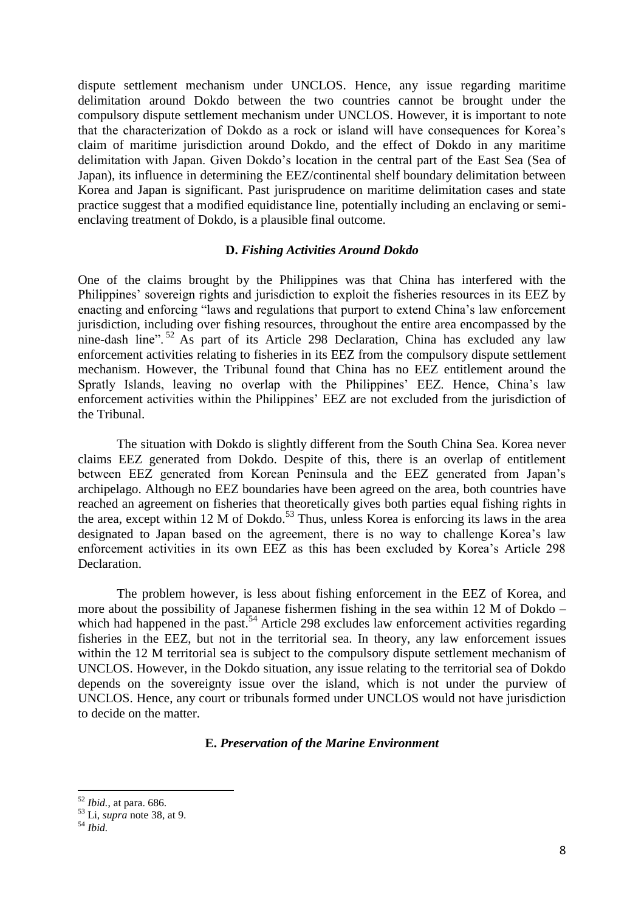dispute settlement mechanism under UNCLOS. Hence, any issue regarding maritime delimitation around Dokdo between the two countries cannot be brought under the compulsory dispute settlement mechanism under UNCLOS. However, it is important to note that the characterization of Dokdo as a rock or island will have consequences for Korea's claim of maritime jurisdiction around Dokdo, and the effect of Dokdo in any maritime delimitation with Japan. Given Dokdo's location in the central part of the East Sea (Sea of Japan), its influence in determining the EEZ/continental shelf boundary delimitation between Korea and Japan is significant. Past jurisprudence on maritime delimitation cases and state practice suggest that a modified equidistance line, potentially including an enclaving or semi-enclaving treatment of Dokdo, is a plausible final outcome.

### D. *Fishing Activities Around Dokdo*

One of the claims brought by the Philippines was that China has interfered with the Philippines' sovereign rights and jurisdiction to exploit the fisheries resources in its EEZ by enacting and enforcing "laws and regulations that purport to extend China's law enforcement jurisdiction, including over fishing resources, throughout the entire area encompassed by the nine-dash line".[52] As part of its Article 298 Declaration, China has excluded any law enforcement activities relating to fisheries in its EEZ from the compulsory dispute settlement mechanism. However, the Tribunal found that China has no EEZ entitlement around the Spratly Islands, leaving no overlap with the Philippines' EEZ. Hence, China's law enforcement activities within the Philippines' EEZ are not excluded from the jurisdiction of the Tribunal.

The situation with Dokdo is slightly different from the South China Sea. Korea never claims EEZ generated from Dokdo. Despite of this, there is an overlap of entitlement between EEZ generated from Korean Peninsula and the EEZ generated from Japan's archipelago. Although no EEZ boundaries have been agreed on the area, both countries have reached an agreement on fisheries that theoretically gives both parties equal fishing rights in the area, except within 12 M of Dokdo.[53] Thus, unless Korea is enforcing its laws in the area designated to Japan based on the agreement, there is no way to challenge Korea's law enforcement activities in its own EEZ as this has been excluded by Korea's Article 298 Declaration.

The problem however, is less about fishing enforcement in the EEZ of Korea, and more about the possibility of Japanese fishermen fishing in the sea within 12 M of Dokdo – which had happened in the past.[54] Article 298 excludes law enforcement activities regarding fisheries in the EEZ, but not in the territorial sea. In theory, any law enforcement issues within the 12 M territorial sea is subject to the compulsory dispute settlement mechanism of UNCLOS. However, in the Dokdo situation, any issue relating to the territorial sea of Dokdo depends on the sovereignty issue over the island, which is not under the purview of UNCLOS. Hence, any court or tribunals formed under UNCLOS would not have jurisdiction to decide on the matter.

### E. *Preservation of the Marine Environment*

---

[52] *Ibid.,* at para. 686.

[53] Li, *supra* note 38, at 9.

[54] *Ibid.*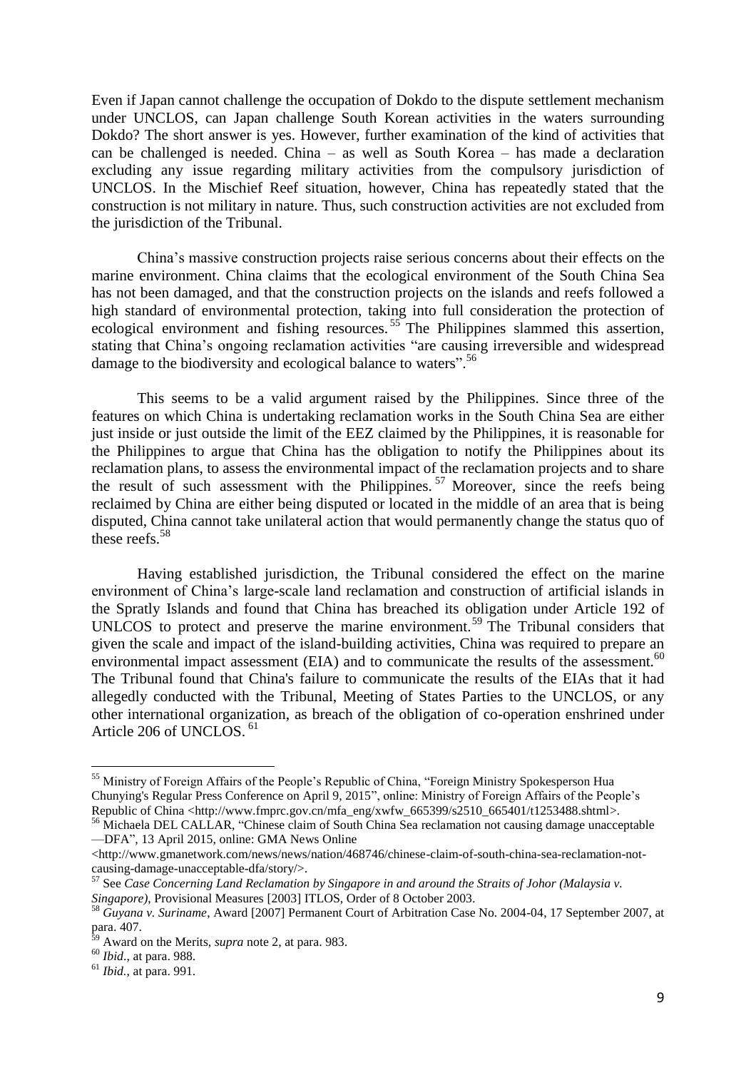Even if Japan cannot challenge the occupation of Dokdo to the dispute settlement mechanism under UNCLOS, can Japan challenge South Korean activities in the waters surrounding Dokdo? The short answer is yes. However, further examination of the kind of activities that can be challenged is needed. China – as well as South Korea – has made a declaration excluding any issue regarding military activities from the compulsory jurisdiction of UNCLOS. In the Mischief Reef situation, however, China has repeatedly stated that the construction is not military in nature. Thus, such construction activities are not excluded from the jurisdiction of the Tribunal.

China's massive construction projects raise serious concerns about their effects on the marine environment. China claims that the ecological environment of the South China Sea has not been damaged, and that the construction projects on the islands and reefs followed a high standard of environmental protection, taking into full consideration the protection of ecological environment and fishing resources.[55] The Philippines slammed this assertion, stating that China's ongoing reclamation activities "are causing irreversible and widespread damage to the biodiversity and ecological balance to waters".[56]

This seems to be a valid argument raised by the Philippines. Since three of the features on which China is undertaking reclamation works in the South China Sea are either just inside or just outside the limit of the EEZ claimed by the Philippines, it is reasonable for the Philippines to argue that China has the obligation to notify the Philippines about its reclamation plans, to assess the environmental impact of the reclamation projects and to share the result of such assessment with the Philippines.[57] Moreover, since the reefs being reclaimed by China are either being disputed or located in the middle of an area that is being disputed, China cannot take unilateral action that would permanently change the status quo of these reefs.[58]

Having established jurisdiction, the Tribunal considered the effect on the marine environment of China's large-scale land reclamation and construction of artificial islands in the Spratly Islands and found that China has breached its obligation under Article 192 of UNLCOS to protect and preserve the marine environment.[59] The Tribunal considers that given the scale and impact of the island-building activities, China was required to prepare an environmental impact assessment (EIA) and to communicate the results of the assessment.[60] The Tribunal found that China's failure to communicate the results of the EIAs that it had allegedly conducted with the Tribunal, Meeting of States Parties to the UNCLOS, or any other international organization, as breach of the obligation of co-operation enshrined under Article 206 of UNCLOS.[61]

---

[55] Ministry of Foreign Affairs of the People's Republic of China, "Foreign Ministry Spokesperson Hua Chunying's Regular Press Conference on April 9, 2015", online: Ministry of Foreign Affairs of the People's Republic of China <http://www.fmprc.gov.cn/mfa_eng/xwfw_665399/s2510_665401/t1253488.shtml>.

[56] Michaela DEL CALLAR, "Chinese claim of South China Sea reclamation not causing damage unacceptable —DFA", 13 April 2015, online: GMA News Online <http://www.gmanetwork.com/news/news/nation/468746/chinese-claim-of-south-china-sea-reclamation-not-causing-damage-unacceptable-dfa/story/>.

[57] See *Case Concerning Land Reclamation by Singapore in and around the Straits of Johor (Malaysia v. Singapore)*, Provisional Measures [2003] ITLOS, Order of 8 October 2003.

[58] *Guyana v. Suriname*, Award [2007] Permanent Court of Arbitration Case No. 2004-04, 17 September 2007, at para. 407.

[59] Award on the Merits, *supra* note 2, at para. 983.

[60] *Ibid*., at para. 988.

[61] *Ibid.*, at para. 991.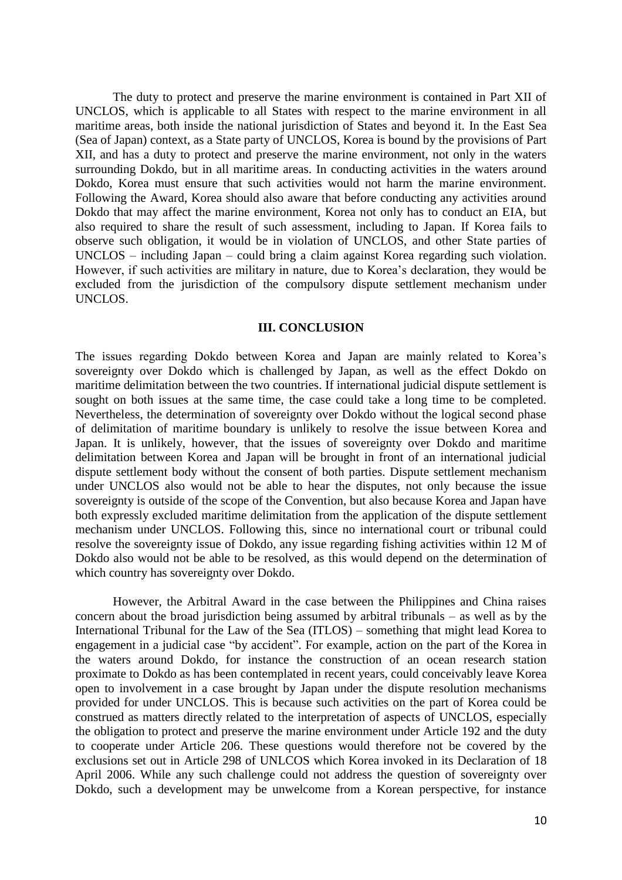The duty to protect and preserve the marine environment is contained in Part XII of UNCLOS, which is applicable to all States with respect to the marine environment in all maritime areas, both inside the national jurisdiction of States and beyond it. In the East Sea (Sea of Japan) context, as a State party of UNCLOS, Korea is bound by the provisions of Part XII, and has a duty to protect and preserve the marine environment, not only in the waters surrounding Dokdo, but in all maritime areas. In conducting activities in the waters around Dokdo, Korea must ensure that such activities would not harm the marine environment. Following the Award, Korea should also aware that before conducting any activities around Dokdo that may affect the marine environment, Korea not only has to conduct an EIA, but also required to share the result of such assessment, including to Japan. If Korea fails to observe such obligation, it would be in violation of UNCLOS, and other State parties of UNCLOS – including Japan – could bring a claim against Korea regarding such violation. However, if such activities are military in nature, due to Korea's declaration, they would be excluded from the jurisdiction of the compulsory dispute settlement mechanism under UNCLOS.

## III. CONCLUSION

The issues regarding Dokdo between Korea and Japan are mainly related to Korea's sovereignty over Dokdo which is challenged by Japan, as well as the effect Dokdo on maritime delimitation between the two countries. If international judicial dispute settlement is sought on both issues at the same time, the case could take a long time to be completed. Nevertheless, the determination of sovereignty over Dokdo without the logical second phase of delimitation of maritime boundary is unlikely to resolve the issue between Korea and Japan. It is unlikely, however, that the issues of sovereignty over Dokdo and maritime delimitation between Korea and Japan will be brought in front of an international judicial dispute settlement body without the consent of both parties. Dispute settlement mechanism under UNCLOS also would not be able to hear the disputes, not only because the issue sovereignty is outside of the scope of the Convention, but also because Korea and Japan have both expressly excluded maritime delimitation from the application of the dispute settlement mechanism under UNCLOS. Following this, since no international court or tribunal could resolve the sovereignty issue of Dokdo, any issue regarding fishing activities within 12 M of Dokdo also would not be able to be resolved, as this would depend on the determination of which country has sovereignty over Dokdo.

However, the Arbitral Award in the case between the Philippines and China raises concern about the broad jurisdiction being assumed by arbitral tribunals – as well as by the International Tribunal for the Law of the Sea (ITLOS) – something that might lead Korea to engagement in a judicial case "by accident". For example, action on the part of the Korea in the waters around Dokdo, for instance the construction of an ocean research station proximate to Dokdo as has been contemplated in recent years, could conceivably leave Korea open to involvement in a case brought by Japan under the dispute resolution mechanisms provided for under UNCLOS. This is because such activities on the part of Korea could be construed as matters directly related to the interpretation of aspects of UNCLOS, especially the obligation to protect and preserve the marine environment under Article 192 and the duty to cooperate under Article 206. These questions would therefore not be covered by the exclusions set out in Article 298 of UNLCOS which Korea invoked in its Declaration of 18 April 2006. While any such challenge could not address the question of sovereignty over Dokdo, such a development may be unwelcome from a Korean perspective, for instance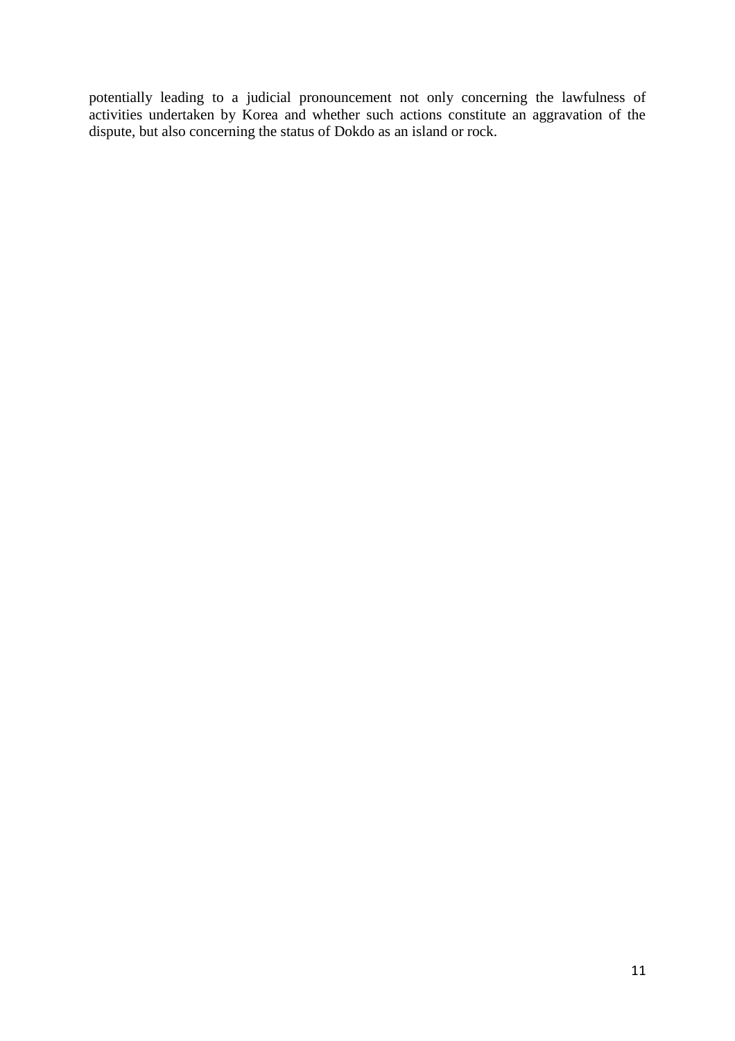potentially leading to a judicial pronouncement not only concerning the lawfulness of activities undertaken by Korea and whether such actions constitute an aggravation of the dispute, but also concerning the status of Dokdo as an island or rock.